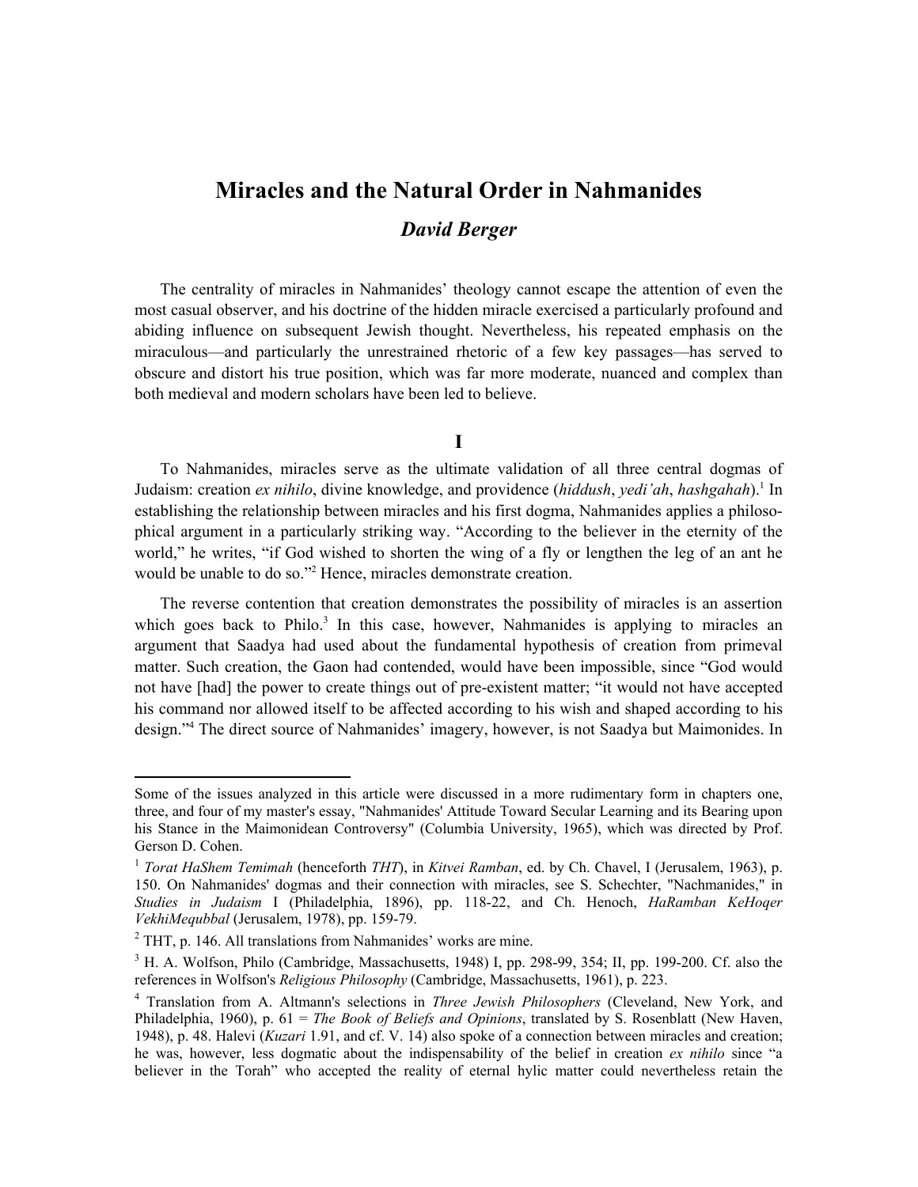# Miracles and the Natural Order in Nahmanides

## *David Berger*

The centrality of miracles in Nahmanides' theology cannot escape the attention of even the most casual observer, and his doctrine of the hidden miracle exercised a particularly profound and abiding influence on subsequent Jewish thought. Nevertheless, his repeated emphasis on the miraculous—and particularly the unrestrained rhetoric of a few key passages—has served to obscure and distort his true position, which was far more moderate, nuanced and complex than both medieval and modern scholars have been led to believe.

## I

To Nahmanides, miracles serve as the ultimate validation of all three central dogmas of Judaism: creation *ex nihilo*, divine knowledge, and providence (*hiddush*, *yedi'ah*, *hashgahah*).[1] In establishing the relationship between miracles and his first dogma, Nahmanides applies a philosophical argument in a particularly striking way. "According to the believer in the eternity of the world," he writes, "if God wished to shorten the wing of a fly or lengthen the leg of an ant he would be unable to do so."[2] Hence, miracles demonstrate creation.

The reverse contention that creation demonstrates the possibility of miracles is an assertion which goes back to Philo.[3] In this case, however, Nahmanides is applying to miracles an argument that Saadya had used about the fundamental hypothesis of creation from primeval matter. Such creation, the Gaon had contended, would have been impossible, since "God would not have [had] the power to create things out of pre-existent matter; "it would not have accepted his command nor allowed itself to be affected according to his wish and shaped according to his design."[4] The direct source of Nahmanides' imagery, however, is not Saadya but Maimonides. In

---

Some of the issues analyzed in this article were discussed in a more rudimentary form in chapters one, three, and four of my master's essay, "Nahmanides' Attitude Toward Secular Learning and its Bearing upon his Stance in the Maimonidean Controversy" (Columbia University, 1965), which was directed by Prof. Gerson D. Cohen.

[1] *Torat HaShem Temimah* (henceforth *THT*), in *Kitvei Ramban*, ed. by Ch. Chavel, I (Jerusalem, 1963), p. 150. On Nahmanides' dogmas and their connection with miracles, see S. Schechter, "Nachmanides," in *Studies in Judaism* I (Philadelphia, 1896), pp. 118-22, and Ch. Henoch, *HaRamban KeHoqer VekhiMequbbal* (Jerusalem, 1978), pp. 159-79.

[2] THT, p. 146. All translations from Nahmanides' works are mine.

[3] H. A. Wolfson, Philo (Cambridge, Massachusetts, 1948) I, pp. 298-99, 354; II, pp. 199-200. Cf. also the references in Wolfson's *Religious Philosophy* (Cambridge, Massachusetts, 1961), p. 223.

[4] Translation from A. Altmann's selections in *Three Jewish Philosophers* (Cleveland, New York, and Philadelphia, 1960), p. 61 = *The Book of Beliefs and Opinions*, translated by S. Rosenblatt (New Haven, 1948), p. 48. Halevi (*Kuzari* 1.91, and cf. V. 14) also spoke of a connection between miracles and creation; he was, however, less dogmatic about the indispensability of the belief in creation *ex nihilo* since "a believer in the Torah" who accepted the reality of eternal hylic matter could nevertheless retain the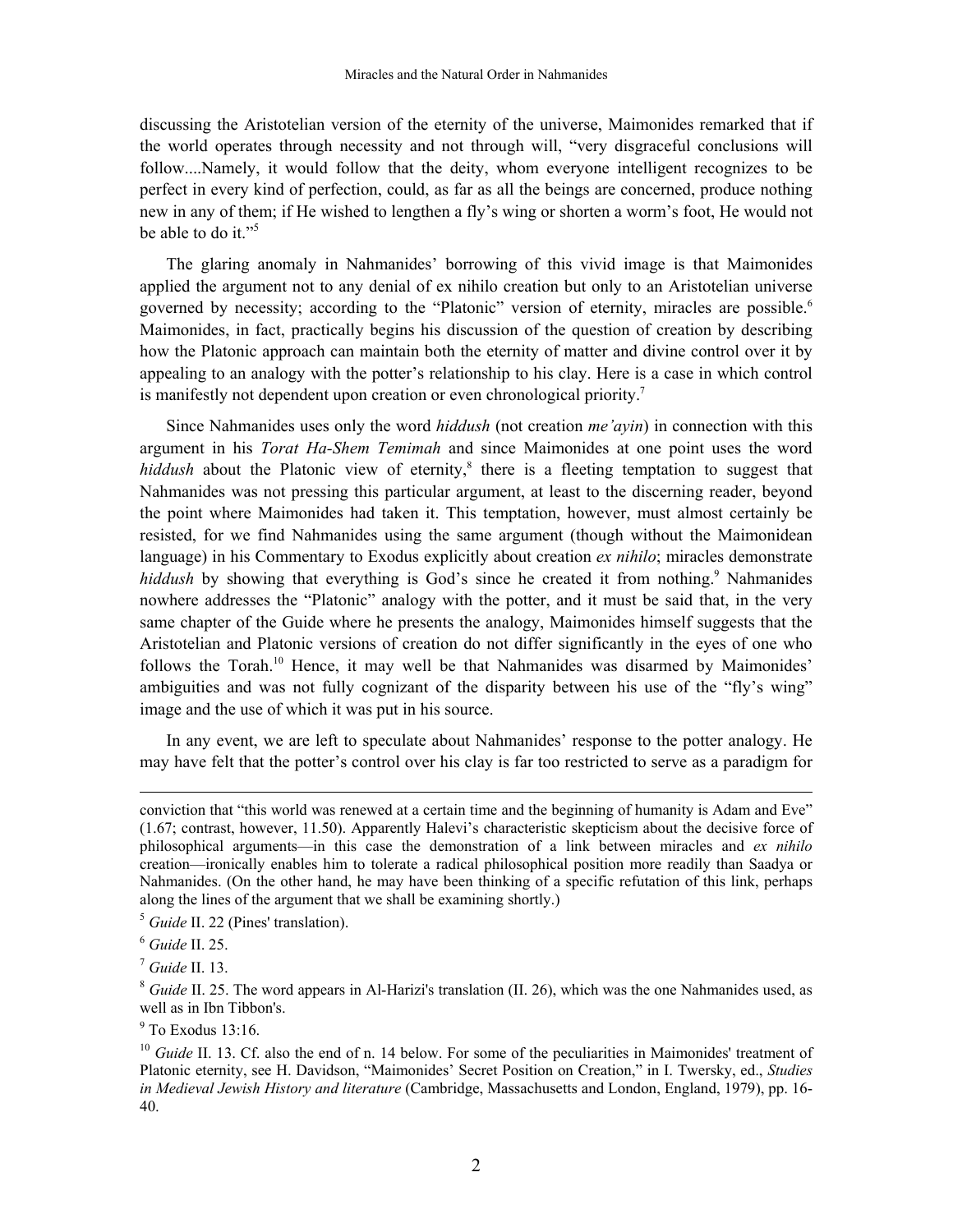discussing the Aristotelian version of the eternity of the universe, Maimonides remarked that if the world operates through necessity and not through will, "very disgraceful conclusions will follow....Namely, it would follow that the deity, whom everyone intelligent recognizes to be perfect in every kind of perfection, could, as far as all the beings are concerned, produce nothing new in any of them; if He wished to lengthen a fly's wing or shorten a worm's foot, He would not be able to do it."[5]

The glaring anomaly in Nahmanides' borrowing of this vivid image is that Maimonides applied the argument not to any denial of ex nihilo creation but only to an Aristotelian universe governed by necessity; according to the "Platonic" version of eternity, miracles are possible.[6] Maimonides, in fact, practically begins his discussion of the question of creation by describing how the Platonic approach can maintain both the eternity of matter and divine control over it by appealing to an analogy with the potter's relationship to his clay. Here is a case in which control is manifestly not dependent upon creation or even chronological priority.[7]

Since Nahmanides uses only the word *hiddush* (not creation *me'ayin*) in connection with this argument in his *Torat Ha-Shem Temimah* and since Maimonides at one point uses the word *hiddush* about the Platonic view of eternity,[8] there is a fleeting temptation to suggest that Nahmanides was not pressing this particular argument, at least to the discerning reader, beyond the point where Maimonides had taken it. This temptation, however, must almost certainly be resisted, for we find Nahmanides using the same argument (though without the Maimonidean language) in his Commentary to Exodus explicitly about creation *ex nihilo*; miracles demonstrate *hiddush* by showing that everything is God's since he created it from nothing.[9] Nahmanides nowhere addresses the "Platonic" analogy with the potter, and it must be said that, in the very same chapter of the Guide where he presents the analogy, Maimonides himself suggests that the Aristotelian and Platonic versions of creation do not differ significantly in the eyes of one who follows the Torah.[10] Hence, it may well be that Nahmanides was disarmed by Maimonides' ambiguities and was not fully cognizant of the disparity between his use of the "fly's wing" image and the use of which it was put in his source.

In any event, we are left to speculate about Nahmanides' response to the potter analogy. He may have felt that the potter's control over his clay is far too restricted to serve as a paradigm for

---

conviction that "this world was renewed at a certain time and the beginning of humanity is Adam and Eve" (1.67; contrast, however, 11.50). Apparently Halevi's characteristic skepticism about the decisive force of philosophical arguments—in this case the demonstration of a link between miracles and *ex nihilo* creation—ironically enables him to tolerate a radical philosophical position more readily than Saadya or Nahmanides. (On the other hand, he may have been thinking of a specific refutation of this link, perhaps along the lines of the argument that we shall be examining shortly.)

[5] *Guide* II. 22 (Pines' translation).

[6] *Guide* II. 25.

[7] *Guide* II. 13.

[8] *Guide* II. 25. The word appears in Al-Harizi's translation (II. 26), which was the one Nahmanides used, as well as in Ibn Tibbon's.

[9] To Exodus 13:16.

[10] *Guide* II. 13. Cf. also the end of n. 14 below. For some of the peculiarities in Maimonides' treatment of Platonic eternity, see H. Davidson, "Maimonides' Secret Position on Creation," in I. Twersky, ed., *Studies in Medieval Jewish History and literature* (Cambridge, Massachusetts and London, England, 1979), pp. 16-40.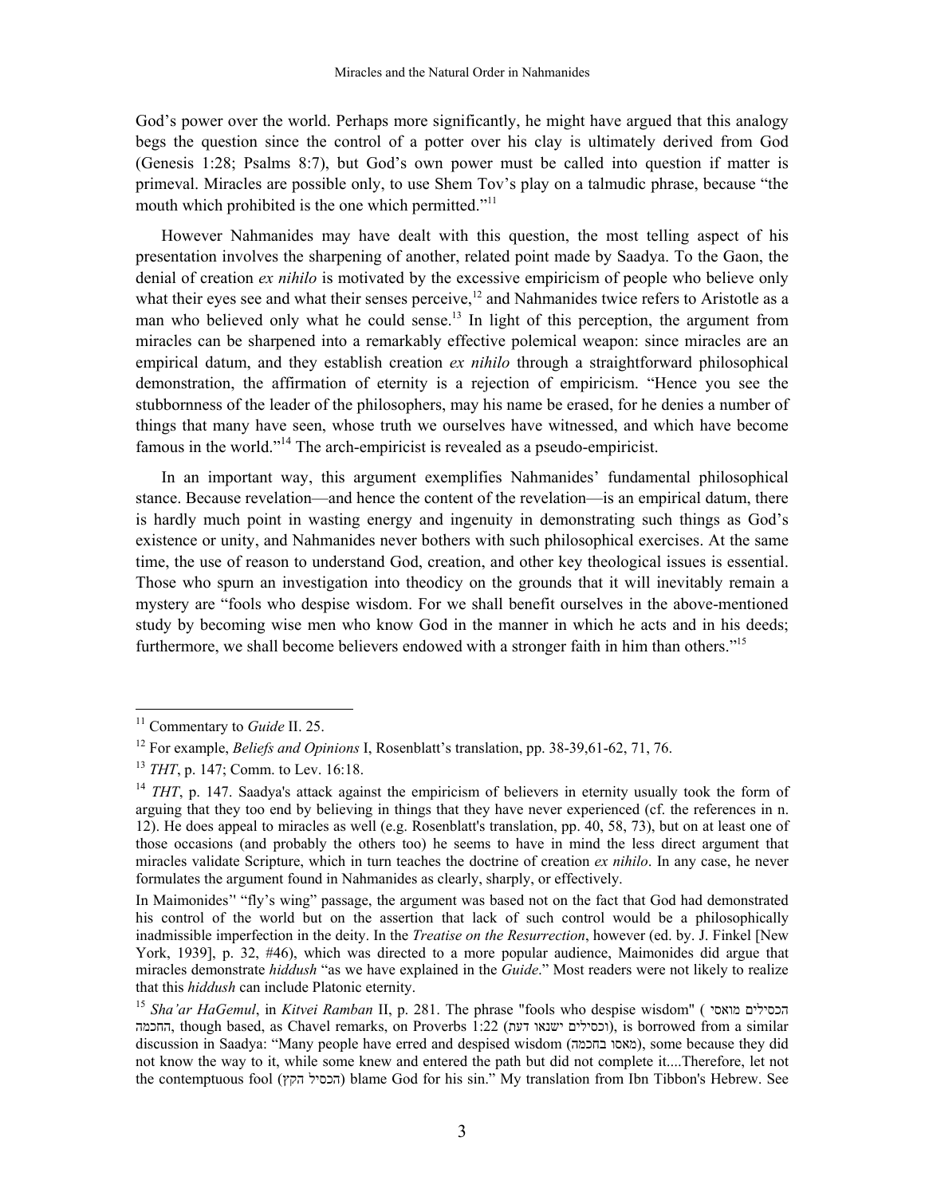God's power over the world. Perhaps more significantly, he might have argued that this analogy begs the question since the control of a potter over his clay is ultimately derived from God (Genesis 1:28; Psalms 8:7), but God's own power must be called into question if matter is primeval. Miracles are possible only, to use Shem Tov's play on a talmudic phrase, because "the mouth which prohibited is the one which permitted."[11]

However Nahmanides may have dealt with this question, the most telling aspect of his presentation involves the sharpening of another, related point made by Saadya. To the Gaon, the denial of creation *ex nihilo* is motivated by the excessive empiricism of people who believe only what their eyes see and what their senses perceive,[12] and Nahmanides twice refers to Aristotle as a man who believed only what he could sense.[13] In light of this perception, the argument from miracles can be sharpened into a remarkably effective polemical weapon: since miracles are an empirical datum, and they establish creation *ex nihilo* through a straightforward philosophical demonstration, the affirmation of eternity is a rejection of empiricism. "Hence you see the stubbornness of the leader of the philosophers, may his name be erased, for he denies a number of things that many have seen, whose truth we ourselves have witnessed, and which have become famous in the world."[14] The arch-empiricist is revealed as a pseudo-empiricist.

In an important way, this argument exemplifies Nahmanides' fundamental philosophical stance. Because revelation—and hence the content of the revelation—is an empirical datum, there is hardly much point in wasting energy and ingenuity in demonstrating such things as God's existence or unity, and Nahmanides never bothers with such philosophical exercises. At the same time, the use of reason to understand God, creation, and other key theological issues is essential. Those who spurn an investigation into theodicy on the grounds that it will inevitably remain a mystery are "fools who despise wisdom. For we shall benefit ourselves in the above-mentioned study by becoming wise men who know God in the manner in which he acts and in his deeds; furthermore, we shall become believers endowed with a stronger faith in him than others."[15]

---

[11] Commentary to *Guide* II. 25.

[12] For example, *Beliefs and Opinions* I, Rosenblatt's translation, pp. 38-39,61-62, 71, 76.

[13] *THT*, p. 147; Comm. to Lev. 16:18.

[14] *THT*, p. 147. Saadya's attack against the empiricism of believers in eternity usually took the form of arguing that they too end by believing in things that they have never experienced (cf. the references in n. 12). He does appeal to miracles as well (e.g. Rosenblatt's translation, pp. 40, 58, 73), but on at least one of those occasions (and probably the others too) he seems to have in mind the less direct argument that miracles validate Scripture, which in turn teaches the doctrine of creation *ex nihilo*. In any case, he never formulates the argument found in Nahmanides as clearly, sharply, or effectively.

In Maimonides'' "fly's wing" passage, the argument was based not on the fact that God had demonstrated his control of the world but on the assertion that lack of such control would be a philosophically inadmissible imperfection in the deity. In the *Treatise on the Resurrection*, however (ed. by. J. Finkel [New York, 1939], p. 32, #46), which was directed to a more popular audience, Maimonides did argue that miracles demonstrate *hiddush* "as we have explained in the *Guide*." Most readers were not likely to realize that this *hiddush* can include Platonic eternity.

[15] *Sha'ar HaGemul*, in *Kitvei Ramban* II, p. 281. The phrase "fools who despise wisdom" (הכסילים מואסי החכמה, though based, as Chavel remarks, on Proverbs 1:22 (וכסילים ישנאו דעת), is borrowed from a similar discussion in Saadya: "Many people have erred and despised wisdom (מאסו בחכמה), some because they did not know the way to it, while some knew and entered the path but did not complete it....Therefore, let not the contemptuous fool (הכסיל הקץ) blame God for his sin." My translation from Ibn Tibbon's Hebrew. See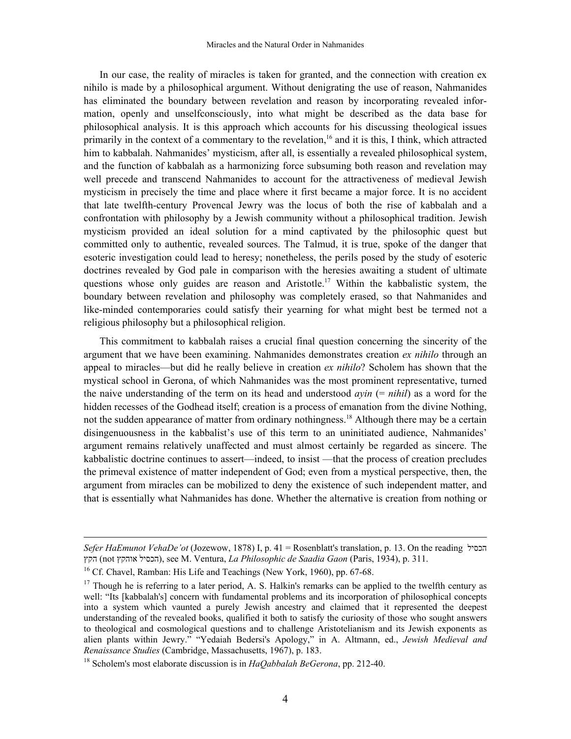In our case, the reality of miracles is taken for granted, and the connection with creation ex nihilo is made by a philosophical argument. Without denigrating the use of reason, Nahmanides has eliminated the boundary between revelation and reason by incorporating revealed information, openly and unselfconsciously, into what might be described as the data base for philosophical analysis. It is this approach which accounts for his discussing theological issues primarily in the context of a commentary to the revelation,[16] and it is this, I think, which attracted him to kabbalah. Nahmanides' mysticism, after all, is essentially a revealed philosophical system, and the function of kabbalah as a harmonizing force subsuming both reason and revelation may well precede and transcend Nahmanides to account for the attractiveness of medieval Jewish mysticism in precisely the time and place where it first became a major force. It is no accident that late twelfth-century Provencal Jewry was the locus of both the rise of kabbalah and a confrontation with philosophy by a Jewish community without a philosophical tradition. Jewish mysticism provided an ideal solution for a mind captivated by the philosophic quest but committed only to authentic, revealed sources. The Talmud, it is true, spoke of the danger that esoteric investigation could lead to heresy; nonetheless, the perils posed by the study of esoteric doctrines revealed by God pale in comparison with the heresies awaiting a student of ultimate questions whose only guides are reason and Aristotle.[17] Within the kabbalistic system, the boundary between revelation and philosophy was completely erased, so that Nahmanides and like-minded contemporaries could satisfy their yearning for what might best be termed not a religious philosophy but a philosophical religion.

This commitment to kabbalah raises a crucial final question concerning the sincerity of the argument that we have been examining. Nahmanides demonstrates creation *ex nihilo* through an appeal to miracles—but did he really believe in creation *ex nihilo*? Scholem has shown that the mystical school in Gerona, of which Nahmanides was the most prominent representative, turned the naive understanding of the term on its head and understood *ayin* (= *nihil*) as a word for the hidden recesses of the Godhead itself; creation is a process of emanation from the divine Nothing, not the sudden appearance of matter from ordinary nothingness.[18] Although there may be a certain disingenuousness in the kabbalist's use of this term to an uninitiated audience, Nahmanides' argument remains relatively unaffected and must almost certainly be regarded as sincere. The kabbalistic doctrine continues to assert—indeed, to insist —that the process of creation precludes the primeval existence of matter independent of God; even from a mystical perspective, then, the argument from miracles can be mobilized to deny the existence of such independent matter, and that is essentially what Nahmanides has done. Whether the alternative is creation from nothing or

---

*Sefer HaEmunot VehaDe'ot* (Jozewow, 1878) I, p. 41 = Rosenblatt's translation, p. 13. On the reading הכסיל הקץ (not הכסיל אוהקץ), see M. Ventura, *La Philosophic de Saadia Gaon* (Paris, 1934), p. 311.

[16] Cf. Chavel, Ramban: His Life and Teachings (New York, 1960), pp. 67-68.

[17] Though he is referring to a later period, A. S. Halkin's remarks can be applied to the twelfth century as well: "Its [kabbalah's] concern with fundamental problems and its incorporation of philosophical concepts into a system which vaunted a purely Jewish ancestry and claimed that it represented the deepest understanding of the revealed books, qualified it both to satisfy the curiosity of those who sought answers to theological and cosmological questions and to challenge Aristotelianism and its Jewish exponents as alien plants within Jewry." "Yedaiah Bedersi's Apology," in A. Altmann, ed., *Jewish Medieval and Renaissance Studies* (Cambridge, Massachusetts, 1967), p. 183.

[18] Scholem's most elaborate discussion is in *HaQabbalah BeGerona*, pp. 212-40.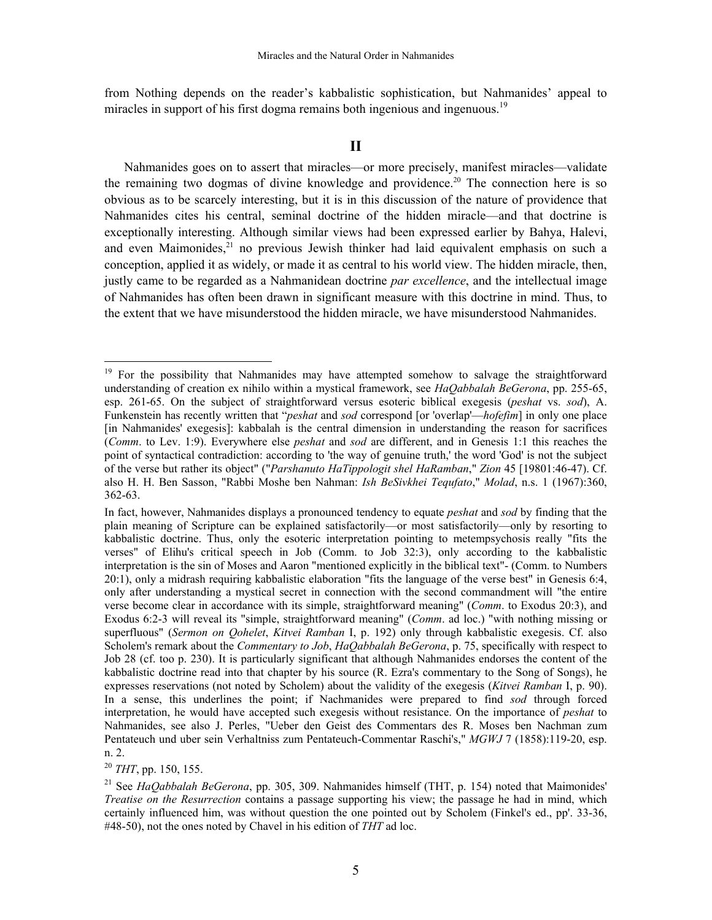from Nothing depends on the reader's kabbalistic sophistication, but Nahmanides' appeal to miracles in support of his first dogma remains both ingenious and ingenuous.[19]

## II

Nahmanides goes on to assert that miracles—or more precisely, manifest miracles—validate the remaining two dogmas of divine knowledge and providence.[20] The connection here is so obvious as to be scarcely interesting, but it is in this discussion of the nature of providence that Nahmanides cites his central, seminal doctrine of the hidden miracle—and that doctrine is exceptionally interesting. Although similar views had been expressed earlier by Bahya, Halevi, and even Maimonides,[21] no previous Jewish thinker had laid equivalent emphasis on such a conception, applied it as widely, or made it as central to his world view. The hidden miracle, then, justly came to be regarded as a Nahmanidean doctrine *par excellence*, and the intellectual image of Nahmanides has often been drawn in significant measure with this doctrine in mind. Thus, to the extent that we have misunderstood the hidden miracle, we have misunderstood Nahmanides.

---

[19] For the possibility that Nahmanides may have attempted somehow to salvage the straightforward understanding of creation ex nihilo within a mystical framework, see *HaQabbalah BeGerona*, pp. 255-65, esp. 261-65. On the subject of straightforward versus esoteric biblical exegesis (*peshat* vs. *sod*), A. Funkenstein has recently written that "*peshat* and *sod* correspond [or 'overlap'—*hofefim*] in only one place [in Nahmanides' exegesis]: kabbalah is the central dimension in understanding the reason for sacrifices (*Comm*. to Lev. 1:9). Everywhere else *peshat* and *sod* are different, and in Genesis 1:1 this reaches the point of syntactical contradiction: according to 'the way of genuine truth,' the word 'God' is not the subject of the verse but rather its object" ("*Parshanuto HaTippologit shel HaRamban*," *Zion* 45 [19801:46-47). Cf. also H. H. Ben Sasson, "Rabbi Moshe ben Nahman: *Ish BeSivkhei Tequfato*," *Molad*, n.s. 1 (1967):360, 362-63.

In fact, however, Nahmanides displays a pronounced tendency to equate *peshat* and *sod* by finding that the plain meaning of Scripture can be explained satisfactorily—or most satisfactorily—only by resorting to kabbalistic doctrine. Thus, only the esoteric interpretation pointing to metempsychosis really "fits the verses" of Elihu's critical speech in Job (Comm. to Job 32:3), only according to the kabbalistic interpretation is the sin of Moses and Aaron "mentioned explicitly in the biblical text"- (Comm. to Numbers 20:1), only a midrash requiring kabbalistic elaboration "fits the language of the verse best" in Genesis 6:4, only after understanding a mystical secret in connection with the second commandment will "the entire verse become clear in accordance with its simple, straightforward meaning" (*Comm*. to Exodus 20:3), and Exodus 6:2-3 will reveal its "simple, straightforward meaning" (*Comm*. ad loc.) "with nothing missing or superfluous" (*Sermon on Qohelet*, *Kitvei Ramban* I, p. 192) only through kabbalistic exegesis. Cf. also Scholem's remark about the *Commentary to Job*, *HaQabbalah BeGerona*, p. 75, specifically with respect to Job 28 (cf. too p. 230). It is particularly significant that although Nahmanides endorses the content of the kabbalistic doctrine read into that chapter by his source (R. Ezra's commentary to the Song of Songs), he expresses reservations (not noted by Scholem) about the validity of the exegesis (*Kitvei Ramban* I, p. 90). In a sense, this underlines the point; if Nachmanides were prepared to find *sod* through forced interpretation, he would have accepted such exegesis without resistance. On the importance of *peshat* to Nahmanides, see also J. Perles, "Ueber den Geist des Commentars des R. Moses ben Nachman zum Pentateuch und uber sein Verhaltniss zum Pentateuch-Commentar Raschi's," *MGWJ* 7 (1858):119-20, esp. n. 2.

[20] *THT*, pp. 150, 155.

[21] See *HaQabbalah BeGerona*, pp. 305, 309. Nahmanides himself (THT, p. 154) noted that Maimonides' *Treatise on the Resurrection* contains a passage supporting his view; the passage he had in mind, which certainly influenced him, was without question the one pointed out by Scholem (Finkel's ed., pp'. 33-36, #48-50), not the ones noted by Chavel in his edition of *THT* ad loc.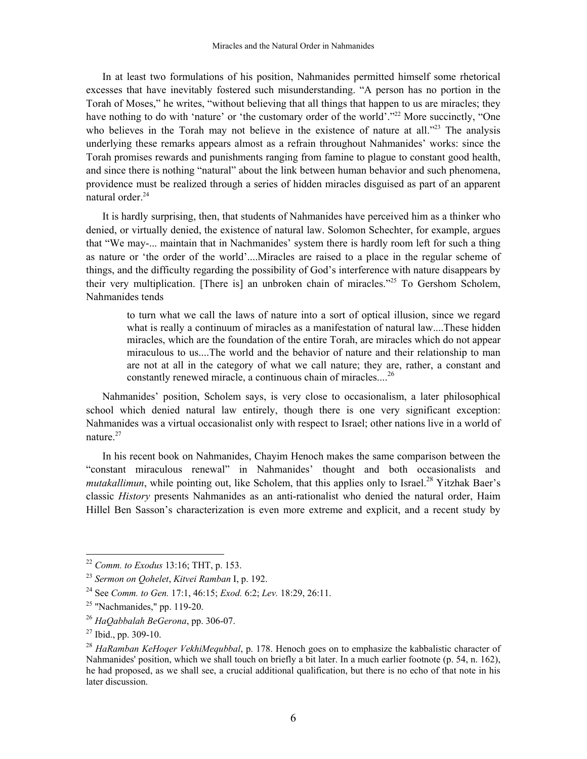In at least two formulations of his position, Nahmanides permitted himself some rhetorical excesses that have inevitably fostered such misunderstanding. "A person has no portion in the Torah of Moses," he writes, "without believing that all things that happen to us are miracles; they have nothing to do with 'nature' or 'the customary order of the world'."[22] More succinctly, "One who believes in the Torah may not believe in the existence of nature at all."[23] The analysis underlying these remarks appears almost as a refrain throughout Nahmanides' works: since the Torah promises rewards and punishments ranging from famine to plague to constant good health, and since there is nothing "natural" about the link between human behavior and such phenomena, providence must be realized through a series of hidden miracles disguised as part of an apparent natural order.[24]

It is hardly surprising, then, that students of Nahmanides have perceived him as a thinker who denied, or virtually denied, the existence of natural law. Solomon Schechter, for example, argues that "We may-... maintain that in Nachmanides' system there is hardly room left for such a thing as nature or 'the order of the world'....Miracles are raised to a place in the regular scheme of things, and the difficulty regarding the possibility of God's interference with nature disappears by their very multiplication. [There is] an unbroken chain of miracles."[25] To Gershom Scholem, Nahmanides tends

> to turn what we call the laws of nature into a sort of optical illusion, since we regard what is really a continuum of miracles as a manifestation of natural law....These hidden miracles, which are the foundation of the entire Torah, are miracles which do not appear miraculous to us....The world and the behavior of nature and their relationship to man are not at all in the category of what we call nature; they are, rather, a constant and constantly renewed miracle, a continuous chain of miracles....[26]

Nahmanides' position, Scholem says, is very close to occasionalism, a later philosophical school which denied natural law entirely, though there is one very significant exception: Nahmanides was a virtual occasionalist only with respect to Israel; other nations live in a world of nature.[27]

In his recent book on Nahmanides, Chayim Henoch makes the same comparison between the "constant miraculous renewal" in Nahmanides' thought and both occasionalists and *mutakallimun*, while pointing out, like Scholem, that this applies only to Israel.[28] Yitzhak Baer's classic *History* presents Nahmanides as an anti-rationalist who denied the natural order, Haim Hillel Ben Sasson's characterization is even more extreme and explicit, and a recent study by

---

[22] *Comm. to Exodus* 13:16; THT, p. 153.

[23] *Sermon on Qohelet*, *Kitvei Ramban* I, p. 192.

[24] See *Comm. to Gen.* 17:1, 46:15; *Exod.* 6:2; *Lev.* 18:29, 26:11.

[25] "Nachmanides," pp. 119-20.

[26] *HaQabbalah BeGerona*, pp. 306-07.

[27] Ibid., pp. 309-10.

[28] *HaRamban KeHoqer VekhiMequbbal*, p. 178. Henoch goes on to emphasize the kabbalistic character of Nahmanides' position, which we shall touch on briefly a bit later. In a much earlier footnote (p. 54, n. 162), he had proposed, as we shall see, a crucial additional qualification, but there is no echo of that note in his later discussion.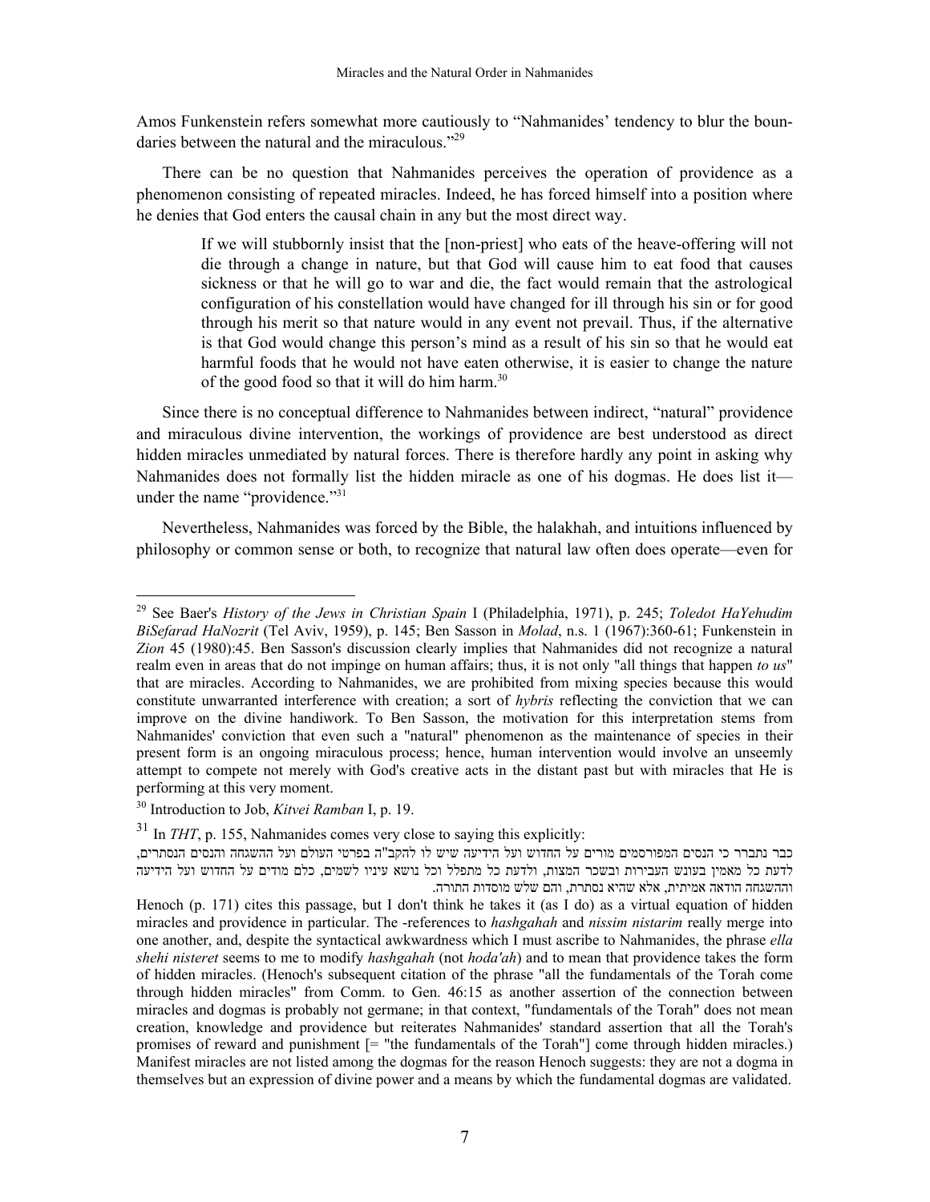Amos Funkenstein refers somewhat more cautiously to "Nahmanides' tendency to blur the boundaries between the natural and the miraculous."[29]

There can be no question that Nahmanides perceives the operation of providence as a phenomenon consisting of repeated miracles. Indeed, he has forced himself into a position where he denies that God enters the causal chain in any but the most direct way.

> If we will stubbornly insist that the [non-priest] who eats of the heave-offering will not die through a change in nature, but that God will cause him to eat food that causes sickness or that he will go to war and die, the fact would remain that the astrological configuration of his constellation would have changed for ill through his sin or for good through his merit so that nature would in any event not prevail. Thus, if the alternative is that God would change this person's mind as a result of his sin so that he would eat harmful foods that he would not have eaten otherwise, it is easier to change the nature of the good food so that it will do him harm.[30]

Since there is no conceptual difference to Nahmanides between indirect, "natural" providence and miraculous divine intervention, the workings of providence are best understood as direct hidden miracles unmediated by natural forces. There is therefore hardly any point in asking why Nahmanides does not formally list the hidden miracle as one of his dogmas. He does list it—under the name "providence."[31]

Nevertheless, Nahmanides was forced by the Bible, the halakhah, and intuitions influenced by philosophy or common sense or both, to recognize that natural law often does operate—even for

---

[29] See Baer's *History of the Jews in Christian Spain* I (Philadelphia, 1971), p. 245; *Toledot HaYehudim BiSefarad HaNozrit* (Tel Aviv, 1959), p. 145; Ben Sasson in *Molad*, n.s. 1 (1967):360-61; Funkenstein in *Zion* 45 (1980):45. Ben Sasson's discussion clearly implies that Nahmanides did not recognize a natural realm even in areas that do not impinge on human affairs; thus, it is not only "all things that happen *to us*" that are miracles. According to Nahmanides, we are prohibited from mixing species because this would constitute unwarranted interference with creation; a sort of *hybris* reflecting the conviction that we can improve on the divine handiwork. To Ben Sasson, the motivation for this interpretation stems from Nahmanides' conviction that even such a "natural" phenomenon as the maintenance of species in their present form is an ongoing miraculous process; hence, human intervention would involve an unseemly attempt to compete not merely with God's creative acts in the distant past but with miracles that He is performing at this very moment.

[30] Introduction to Job, *Kitvei Ramban* I, p. 19.

[31] In *THT*, p. 155, Nahmanides comes very close to saying this explicitly:

כבר נתברר כי הנסים המפורסמים מורים על החדוש ועל הידיעה שיש לו להקב"ה בפרטי העולם ועל ההשגחה והנסים הנסתרים, לדעת כל מאמין בעונש העבירות ובשכר המצות, ולדעת כל מתפלל וכל נושא עיניו לשמים, כלם מודים על החדוש ועל הידיעה וההשגחה הודאה אמיתית, אלא שהיא נסתרת, והם שלש מוסדות התורה.

Henoch (p. 171) cites this passage, but I don't think he takes it (as I do) as a virtual equation of hidden miracles and providence in particular. The -references to *hashgahah* and *nissim nistarim* really merge into one another, and, despite the syntactical awkwardness which I must ascribe to Nahmanides, the phrase *ella shehi nisteret* seems to me to modify *hashgahah* (not *hoda'ah*) and to mean that providence takes the form of hidden miracles. (Henoch's subsequent citation of the phrase "all the fundamentals of the Torah come through hidden miracles" from Comm. to Gen. 46:15 as another assertion of the connection between miracles and dogmas is probably not germane; in that context, "fundamentals of the Torah" does not mean creation, knowledge and providence but reiterates Nahmanides' standard assertion that all the Torah's promises of reward and punishment [= "the fundamentals of the Torah"] come through hidden miracles.) Manifest miracles are not listed among the dogmas for the reason Henoch suggests: they are not a dogma in themselves but an expression of divine power and a means by which the fundamental dogmas are validated.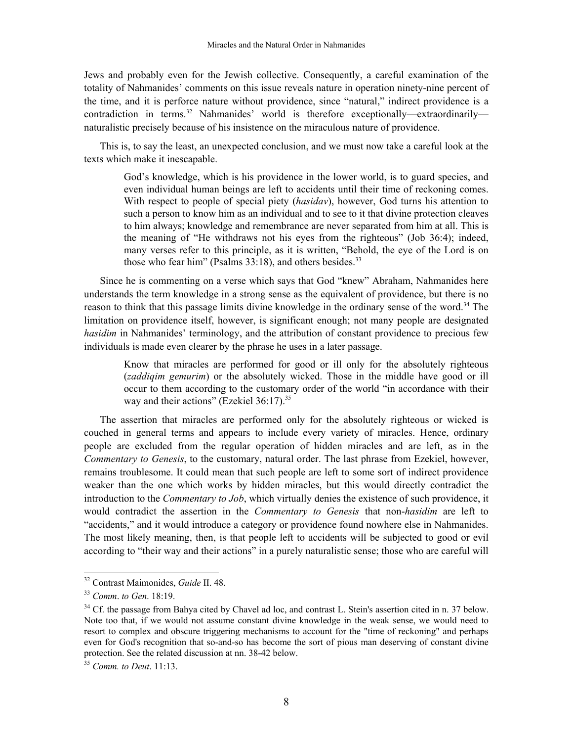Jews and probably even for the Jewish collective. Consequently, a careful examination of the totality of Nahmanides' comments on this issue reveals nature in operation ninety-nine percent of the time, and it is perforce nature without providence, since "natural," indirect providence is a contradiction in terms.[32] Nahmanides' world is therefore exceptionally—extraordinarily—naturalistic precisely because of his insistence on the miraculous nature of providence.

This is, to say the least, an unexpected conclusion, and we must now take a careful look at the texts which make it inescapable.

> God's knowledge, which is his providence in the lower world, is to guard species, and even individual human beings are left to accidents until their time of reckoning comes. With respect to people of special piety (*hasidav*), however, God turns his attention to such a person to know him as an individual and to see to it that divine protection cleaves to him always; knowledge and remembrance are never separated from him at all. This is the meaning of "He withdraws not his eyes from the righteous" (Job 36:4); indeed, many verses refer to this principle, as it is written, "Behold, the eye of the Lord is on those who fear him" (Psalms 33:18), and others besides.[33]

Since he is commenting on a verse which says that God "knew" Abraham, Nahmanides here understands the term knowledge in a strong sense as the equivalent of providence, but there is no reason to think that this passage limits divine knowledge in the ordinary sense of the word.[34] The limitation on providence itself, however, is significant enough; not many people are designated *hasidim* in Nahmanides' terminology, and the attribution of constant providence to precious few individuals is made even clearer by the phrase he uses in a later passage.

> Know that miracles are performed for good or ill only for the absolutely righteous (*zaddiqim gemurim*) or the absolutely wicked. Those in the middle have good or ill occur to them according to the customary order of the world "in accordance with their way and their actions" (Ezekiel 36:17).[35]

The assertion that miracles are performed only for the absolutely righteous or wicked is couched in general terms and appears to include every variety of miracles. Hence, ordinary people are excluded from the regular operation of hidden miracles and are left, as in the *Commentary to Genesis*, to the customary, natural order. The last phrase from Ezekiel, however, remains troublesome. It could mean that such people are left to some sort of indirect providence weaker than the one which works by hidden miracles, but this would directly contradict the introduction to the *Commentary to Job*, which virtually denies the existence of such providence, it would contradict the assertion in the *Commentary to Genesis* that non-*hasidim* are left to "accidents," and it would introduce a category or providence found nowhere else in Nahmanides. The most likely meaning, then, is that people left to accidents will be subjected to good or evil according to "their way and their actions" in a purely naturalistic sense; those who are careful will

---

[32] Contrast Maimonides, *Guide* II. 48.

[33] *Comm*. *to Gen*. 18:19.

[34] Cf. the passage from Bahya cited by Chavel ad loc, and contrast L. Stein's assertion cited in n. 37 below. Note too that, if we would not assume constant divine knowledge in the weak sense, we would need to resort to complex and obscure triggering mechanisms to account for the "time of reckoning" and perhaps even for God's recognition that so-and-so has become the sort of pious man deserving of constant divine protection. See the related discussion at nn. 38-42 below.

[35] *Comm. to Deut*. 11:13.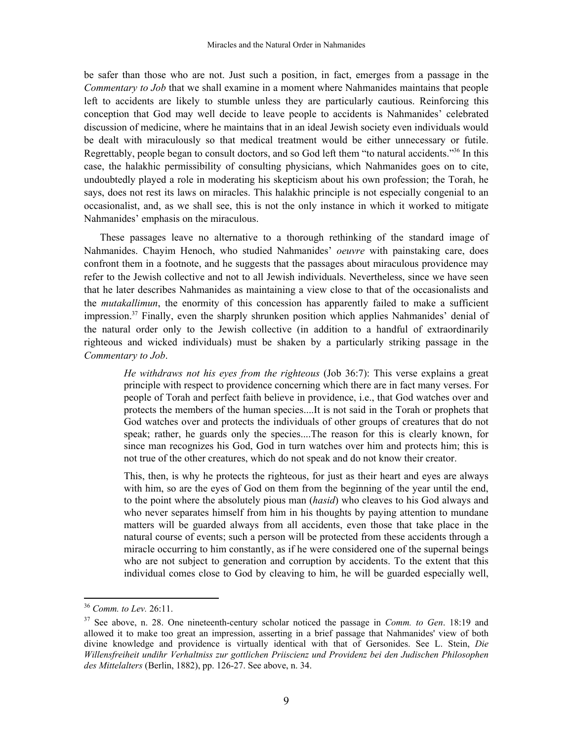be safer than those who are not. Just such a position, in fact, emerges from a passage in the *Commentary to Job* that we shall examine in a moment where Nahmanides maintains that people left to accidents are likely to stumble unless they are particularly cautious. Reinforcing this conception that God may well decide to leave people to accidents is Nahmanides' celebrated discussion of medicine, where he maintains that in an ideal Jewish society even individuals would be dealt with miraculously so that medical treatment would be either unnecessary or futile. Regrettably, people began to consult doctors, and so God left them "to natural accidents."[36] In this case, the halakhic permissibility of consulting physicians, which Nahmanides goes on to cite, undoubtedly played a role in moderating his skepticism about his own profession; the Torah, he says, does not rest its laws on miracles. This halakhic principle is not especially congenial to an occasionalist, and, as we shall see, this is not the only instance in which it worked to mitigate Nahmanides' emphasis on the miraculous.

These passages leave no alternative to a thorough rethinking of the standard image of Nahmanides. Chayim Henoch, who studied Nahmanides' *oeuvre* with painstaking care, does confront them in a footnote, and he suggests that the passages about miraculous providence may refer to the Jewish collective and not to all Jewish individuals. Nevertheless, since we have seen that he later describes Nahmanides as maintaining a view close to that of the occasionalists and the *mutakallimun*, the enormity of this concession has apparently failed to make a sufficient impression.[37] Finally, even the sharply shrunken position which applies Nahmanides' denial of the natural order only to the Jewish collective (in addition to a handful of extraordinarily righteous and wicked individuals) must be shaken by a particularly striking passage in the *Commentary to Job*.

> *He withdraws not his eyes from the righteous* (Job 36:7): This verse explains a great principle with respect to providence concerning which there are in fact many verses. For people of Torah and perfect faith believe in providence, i.e., that God watches over and protects the members of the human species....It is not said in the Torah or prophets that God watches over and protects the individuals of other groups of creatures that do not speak; rather, he guards only the species....The reason for this is clearly known, for since man recognizes his God, God in turn watches over him and protects him; this is not true of the other creatures, which do not speak and do not know their creator.
>
> This, then, is why he protects the righteous, for just as their heart and eyes are always with him, so are the eyes of God on them from the beginning of the year until the end, to the point where the absolutely pious man (*hasid*) who cleaves to his God always and who never separates himself from him in his thoughts by paying attention to mundane matters will be guarded always from all accidents, even those that take place in the natural course of events; such a person will be protected from these accidents through a miracle occurring to him constantly, as if he were considered one of the supernal beings who are not subject to generation and corruption by accidents. To the extent that this individual comes close to God by cleaving to him, he will be guarded especially well,

---

[36] *Comm. to Lev.* 26:11.

[37] See above, n. 28. One nineteenth-century scholar noticed the passage in *Comm. to Gen*. 18:19 and allowed it to make too great an impression, asserting in a brief passage that Nahmanides' view of both divine knowledge and providence is virtually identical with that of Gersonides. See L. Stein, *Die Willensfreiheit undihr Verhaltniss zur gottlichen Priiscienz und Providenz bei den Judischen Philosophen des Mittelalters* (Berlin, 1882), pp. 126-27. See above, n. 34.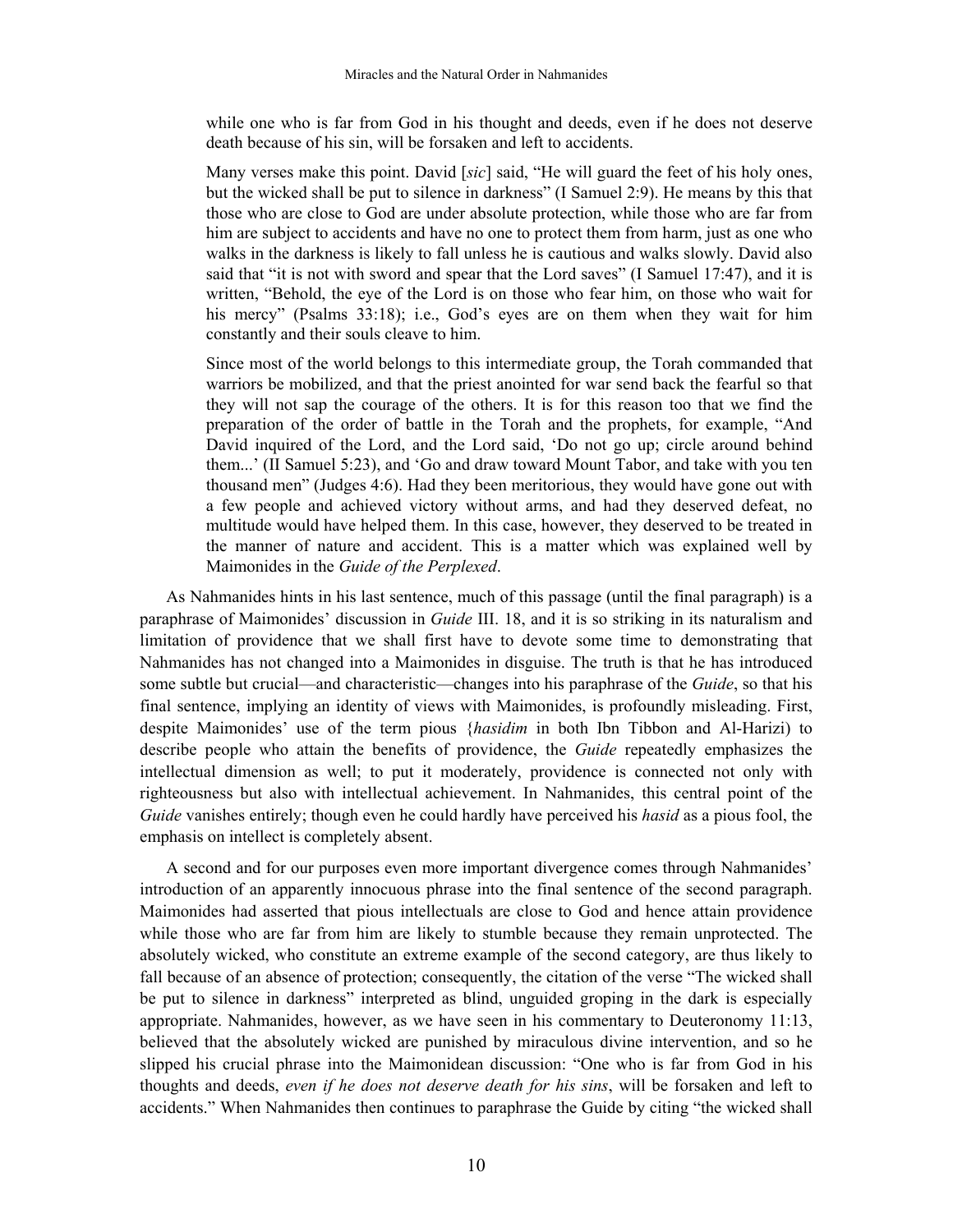while one who is far from God in his thought and deeds, even if he does not deserve death because of his sin, will be forsaken and left to accidents.

Many verses make this point. David [*sic*] said, "He will guard the feet of his holy ones, but the wicked shall be put to silence in darkness" (I Samuel 2:9). He means by this that those who are close to God are under absolute protection, while those who are far from him are subject to accidents and have no one to protect them from harm, just as one who walks in the darkness is likely to fall unless he is cautious and walks slowly. David also said that "it is not with sword and spear that the Lord saves" (I Samuel 17:47), and it is written, "Behold, the eye of the Lord is on those who fear him, on those who wait for his mercy" (Psalms 33:18); i.e., God's eyes are on them when they wait for him constantly and their souls cleave to him.

Since most of the world belongs to this intermediate group, the Torah commanded that warriors be mobilized, and that the priest anointed for war send back the fearful so that they will not sap the courage of the others. It is for this reason too that we find the preparation of the order of battle in the Torah and the prophets, for example, "And David inquired of the Lord, and the Lord said, 'Do not go up; circle around behind them...' (II Samuel 5:23), and 'Go and draw toward Mount Tabor, and take with you ten thousand men" (Judges 4:6). Had they been meritorious, they would have gone out with a few people and achieved victory without arms, and had they deserved defeat, no multitude would have helped them. In this case, however, they deserved to be treated in the manner of nature and accident. This is a matter which was explained well by Maimonides in the *Guide of the Perplexed*.

As Nahmanides hints in his last sentence, much of this passage (until the final paragraph) is a paraphrase of Maimonides' discussion in *Guide* III. 18, and it is so striking in its naturalism and limitation of providence that we shall first have to devote some time to demonstrating that Nahmanides has not changed into a Maimonides in disguise. The truth is that he has introduced some subtle but crucial—and characteristic—changes into his paraphrase of the *Guide*, so that his final sentence, implying an identity of views with Maimonides, is profoundly misleading. First, despite Maimonides' use of the term pious {*hasidim* in both Ibn Tibbon and Al-Harizi) to describe people who attain the benefits of providence, the *Guide* repeatedly emphasizes the intellectual dimension as well; to put it moderately, providence is connected not only with righteousness but also with intellectual achievement. In Nahmanides, this central point of the *Guide* vanishes entirely; though even he could hardly have perceived his *hasid* as a pious fool, the emphasis on intellect is completely absent.

A second and for our purposes even more important divergence comes through Nahmanides' introduction of an apparently innocuous phrase into the final sentence of the second paragraph. Maimonides had asserted that pious intellectuals are close to God and hence attain providence while those who are far from him are likely to stumble because they remain unprotected. The absolutely wicked, who constitute an extreme example of the second category, are thus likely to fall because of an absence of protection; consequently, the citation of the verse "The wicked shall be put to silence in darkness" interpreted as blind, unguided groping in the dark is especially appropriate. Nahmanides, however, as we have seen in his commentary to Deuteronomy 11:13, believed that the absolutely wicked are punished by miraculous divine intervention, and so he slipped his crucial phrase into the Maimonidean discussion: "One who is far from God in his thoughts and deeds, *even if he does not deserve death for his sins*, will be forsaken and left to accidents." When Nahmanides then continues to paraphrase the Guide by citing "the wicked shall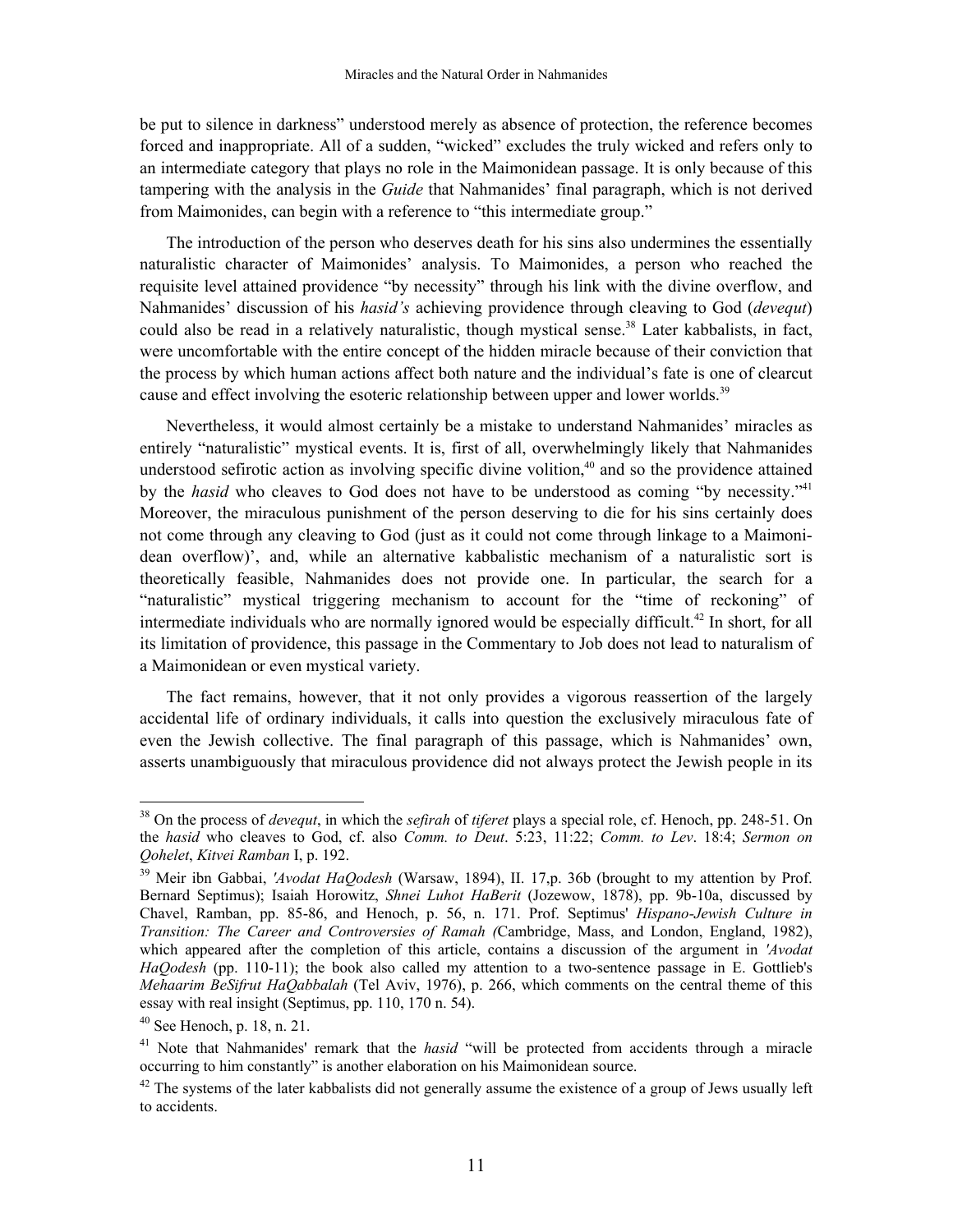be put to silence in darkness" understood merely as absence of protection, the reference becomes forced and inappropriate. All of a sudden, "wicked" excludes the truly wicked and refers only to an intermediate category that plays no role in the Maimonidean passage. It is only because of this tampering with the analysis in the *Guide* that Nahmanides' final paragraph, which is not derived from Maimonides, can begin with a reference to "this intermediate group."

The introduction of the person who deserves death for his sins also undermines the essentially naturalistic character of Maimonides' analysis. To Maimonides, a person who reached the requisite level attained providence "by necessity" through his link with the divine overflow, and Nahmanides' discussion of his *hasid's* achieving providence through cleaving to God (*devequt*) could also be read in a relatively naturalistic, though mystical sense.[38] Later kabbalists, in fact, were uncomfortable with the entire concept of the hidden miracle because of their conviction that the process by which human actions affect both nature and the individual's fate is one of clearcut cause and effect involving the esoteric relationship between upper and lower worlds.[39]

Nevertheless, it would almost certainly be a mistake to understand Nahmanides' miracles as entirely "naturalistic" mystical events. It is, first of all, overwhelmingly likely that Nahmanides understood sefirotic action as involving specific divine volition,[40] and so the providence attained by the *hasid* who cleaves to God does not have to be understood as coming "by necessity."[41] Moreover, the miraculous punishment of the person deserving to die for his sins certainly does not come through any cleaving to God (just as it could not come through linkage to a Maimonidean overflow)', and, while an alternative kabbalistic mechanism of a naturalistic sort is theoretically feasible, Nahmanides does not provide one. In particular, the search for a "naturalistic" mystical triggering mechanism to account for the "time of reckoning" of intermediate individuals who are normally ignored would be especially difficult.[42] In short, for all its limitation of providence, this passage in the Commentary to Job does not lead to naturalism of a Maimonidean or even mystical variety.

The fact remains, however, that it not only provides a vigorous reassertion of the largely accidental life of ordinary individuals, it calls into question the exclusively miraculous fate of even the Jewish collective. The final paragraph of this passage, which is Nahmanides' own, asserts unambiguously that miraculous providence did not always protect the Jewish people in its

---

[38] On the process of *devequt*, in which the *sefirah* of *tiferet* plays a special role, cf. Henoch, pp. 248-51. On the *hasid* who cleaves to God, cf. also *Comm. to Deut*. 5:23, 11:22; *Comm. to Lev*. 18:4; *Sermon on Qohelet*, *Kitvei Ramban* I, p. 192.

[39] Meir ibn Gabbai, *'Avodat HaQodesh* (Warsaw, 1894), II. 17,p. 36b (brought to my attention by Prof. Bernard Septimus); Isaiah Horowitz, *Shnei Luhot HaBerit* (Jozewow, 1878), pp. 9b-10a, discussed by Chavel, Ramban, pp. 85-86, and Henoch, p. 56, n. 171. Prof. Septimus' *Hispano-Jewish Culture in Transition: The Career and Controversies of Ramah (*Cambridge, Mass, and London, England, 1982), which appeared after the completion of this article, contains a discussion of the argument in *'Avodat HaQodesh* (pp. 110-11); the book also called my attention to a two-sentence passage in E. Gottlieb's *Mehaarim BeSifrut HaQabbalah* (Tel Aviv, 1976), p. 266, which comments on the central theme of this essay with real insight (Septimus, pp. 110, 170 n. 54).

[40] See Henoch, p. 18, n. 21.

[41] Note that Nahmanides' remark that the *hasid* "will be protected from accidents through a miracle occurring to him constantly" is another elaboration on his Maimonidean source.

[42] The systems of the later kabbalists did not generally assume the existence of a group of Jews usually left to accidents.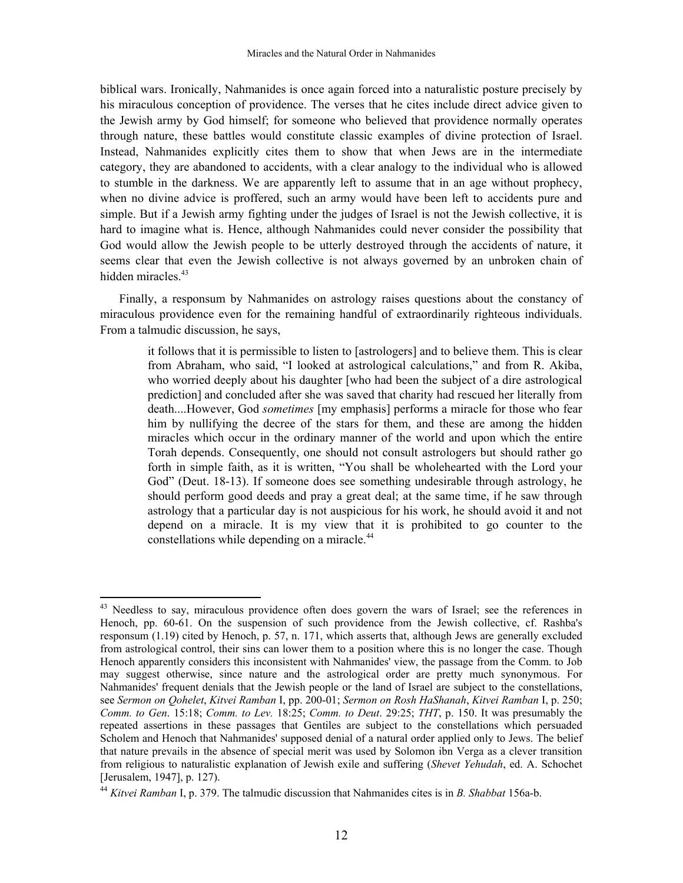biblical wars. Ironically, Nahmanides is once again forced into a naturalistic posture precisely by his miraculous conception of providence. The verses that he cites include direct advice given to the Jewish army by God himself; for someone who believed that providence normally operates through nature, these battles would constitute classic examples of divine protection of Israel. Instead, Nahmanides explicitly cites them to show that when Jews are in the intermediate category, they are abandoned to accidents, with a clear analogy to the individual who is allowed to stumble in the darkness. We are apparently left to assume that in an age without prophecy, when no divine advice is proffered, such an army would have been left to accidents pure and simple. But if a Jewish army fighting under the judges of Israel is not the Jewish collective, it is hard to imagine what is. Hence, although Nahmanides could never consider the possibility that God would allow the Jewish people to be utterly destroyed through the accidents of nature, it seems clear that even the Jewish collective is not always governed by an unbroken chain of hidden miracles.[43]

Finally, a responsum by Nahmanides on astrology raises questions about the constancy of miraculous providence even for the remaining handful of extraordinarily righteous individuals. From a talmudic discussion, he says,

> it follows that it is permissible to listen to [astrologers] and to believe them. This is clear from Abraham, who said, "I looked at astrological calculations," and from R. Akiba, who worried deeply about his daughter [who had been the subject of a dire astrological prediction] and concluded after she was saved that charity had rescued her literally from death....However, God *sometimes* [my emphasis] performs a miracle for those who fear him by nullifying the decree of the stars for them, and these are among the hidden miracles which occur in the ordinary manner of the world and upon which the entire Torah depends. Consequently, one should not consult astrologers but should rather go forth in simple faith, as it is written, "You shall be wholehearted with the Lord your God" (Deut. 18-13). If someone does see something undesirable through astrology, he should perform good deeds and pray a great deal; at the same time, if he saw through astrology that a particular day is not auspicious for his work, he should avoid it and not depend on a miracle. It is my view that it is prohibited to go counter to the constellations while depending on a miracle.[44]

---

[43] Needless to say, miraculous providence often does govern the wars of Israel; see the references in Henoch, pp. 60-61. On the suspension of such providence from the Jewish collective, cf. Rashba's responsum (1.19) cited by Henoch, p. 57, n. 171, which asserts that, although Jews are generally excluded from astrological control, their sins can lower them to a position where this is no longer the case. Though Henoch apparently considers this inconsistent with Nahmanides' view, the passage from the Comm. to Job may suggest otherwise, since nature and the astrological order are pretty much synonymous. For Nahmanides' frequent denials that the Jewish people or the land of Israel are subject to the constellations, see *Sermon on Qohelet*, *Kitvei Ramban* I, pp. 200-01; *Sermon on Rosh HaShanah*, *Kitvei Ramban* I, p. 250; *Comm. to Gen*. 15:18; *Comm. to Lev.* 18:25; *Comm. to Deut*. 29:25; *THT*, p. 150. It was presumably the repeated assertions in these passages that Gentiles are subject to the constellations which persuaded Scholem and Henoch that Nahmanides' supposed denial of a natural order applied only to Jews. The belief that nature prevails in the absence of special merit was used by Solomon ibn Verga as a clever transition from religious to naturalistic explanation of Jewish exile and suffering (*Shevet Yehudah*, ed. A. Schochet [Jerusalem, 1947], p. 127).

[44] *Kitvei Ramban* I, p. 379. The talmudic discussion that Nahmanides cites is in *B. Shabbat* 156a-b.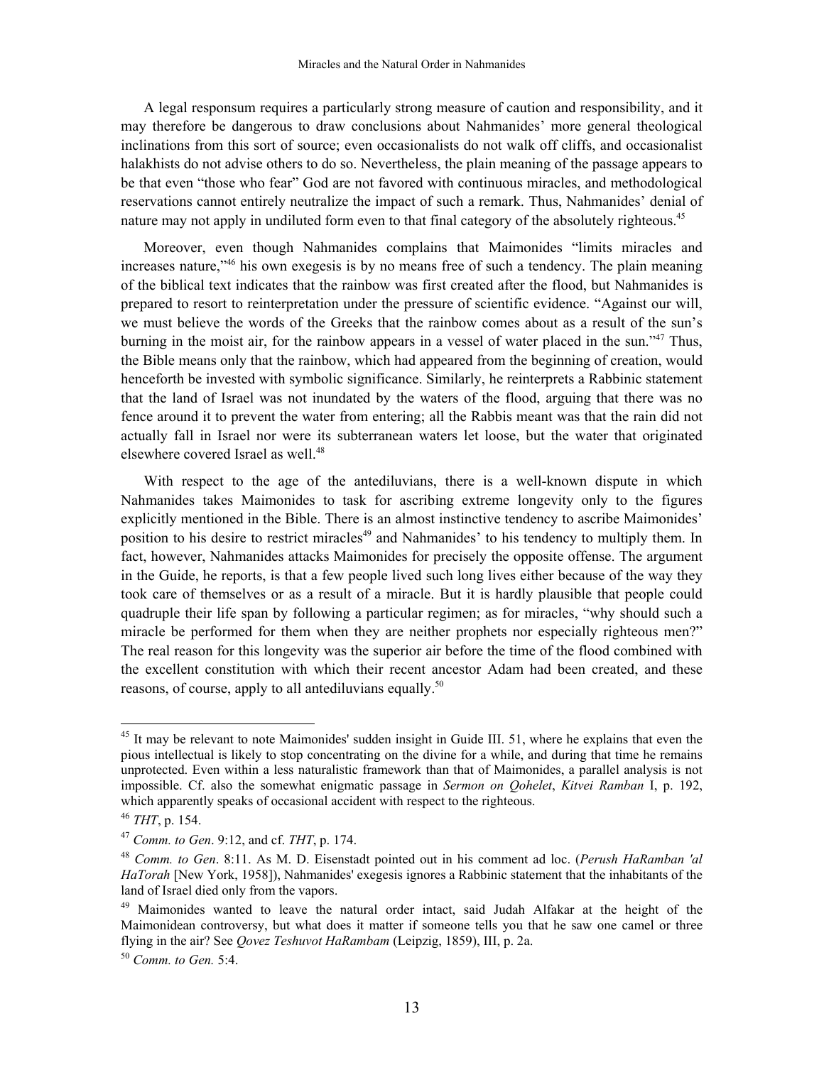A legal responsum requires a particularly strong measure of caution and responsibility, and it may therefore be dangerous to draw conclusions about Nahmanides' more general theological inclinations from this sort of source; even occasionalists do not walk off cliffs, and occasionalist halakhists do not advise others to do so. Nevertheless, the plain meaning of the passage appears to be that even "those who fear" God are not favored with continuous miracles, and methodological reservations cannot entirely neutralize the impact of such a remark. Thus, Nahmanides' denial of nature may not apply in undiluted form even to that final category of the absolutely righteous.[45]

Moreover, even though Nahmanides complains that Maimonides "limits miracles and increases nature,"[46] his own exegesis is by no means free of such a tendency. The plain meaning of the biblical text indicates that the rainbow was first created after the flood, but Nahmanides is prepared to resort to reinterpretation under the pressure of scientific evidence. "Against our will, we must believe the words of the Greeks that the rainbow comes about as a result of the sun's burning in the moist air, for the rainbow appears in a vessel of water placed in the sun."[47] Thus, the Bible means only that the rainbow, which had appeared from the beginning of creation, would henceforth be invested with symbolic significance. Similarly, he reinterprets a Rabbinic statement that the land of Israel was not inundated by the waters of the flood, arguing that there was no fence around it to prevent the water from entering; all the Rabbis meant was that the rain did not actually fall in Israel nor were its subterranean waters let loose, but the water that originated elsewhere covered Israel as well.[48]

With respect to the age of the antediluvians, there is a well-known dispute in which Nahmanides takes Maimonides to task for ascribing extreme longevity only to the figures explicitly mentioned in the Bible. There is an almost instinctive tendency to ascribe Maimonides' position to his desire to restrict miracles[49] and Nahmanides' to his tendency to multiply them. In fact, however, Nahmanides attacks Maimonides for precisely the opposite offense. The argument in the Guide, he reports, is that a few people lived such long lives either because of the way they took care of themselves or as a result of a miracle. But it is hardly plausible that people could quadruple their life span by following a particular regimen; as for miracles, "why should such a miracle be performed for them when they are neither prophets nor especially righteous men?" The real reason for this longevity was the superior air before the time of the flood combined with the excellent constitution with which their recent ancestor Adam had been created, and these reasons, of course, apply to all antediluvians equally.[50]

---

[45] It may be relevant to note Maimonides' sudden insight in Guide III. 51, where he explains that even the pious intellectual is likely to stop concentrating on the divine for a while, and during that time he remains unprotected. Even within a less naturalistic framework than that of Maimonides, a parallel analysis is not impossible. Cf. also the somewhat enigmatic passage in *Sermon on Qohelet*, *Kitvei Ramban* I, p. 192, which apparently speaks of occasional accident with respect to the righteous.

[46] *THT*, p. 154.

[47] *Comm. to Gen*. 9:12, and cf. *THT*, p. 174.

[48] *Comm. to Gen*. 8:11. As M. D. Eisenstadt pointed out in his comment ad loc. (*Perush HaRamban 'al HaTorah* [New York, 1958]), Nahmanides' exegesis ignores a Rabbinic statement that the inhabitants of the land of Israel died only from the vapors.

[49] Maimonides wanted to leave the natural order intact, said Judah Alfakar at the height of the Maimonidean controversy, but what does it matter if someone tells you that he saw one camel or three flying in the air? See *Qovez Teshuvot HaRambam* (Leipzig, 1859), III, p. 2a.

[50] *Comm. to Gen.* 5:4.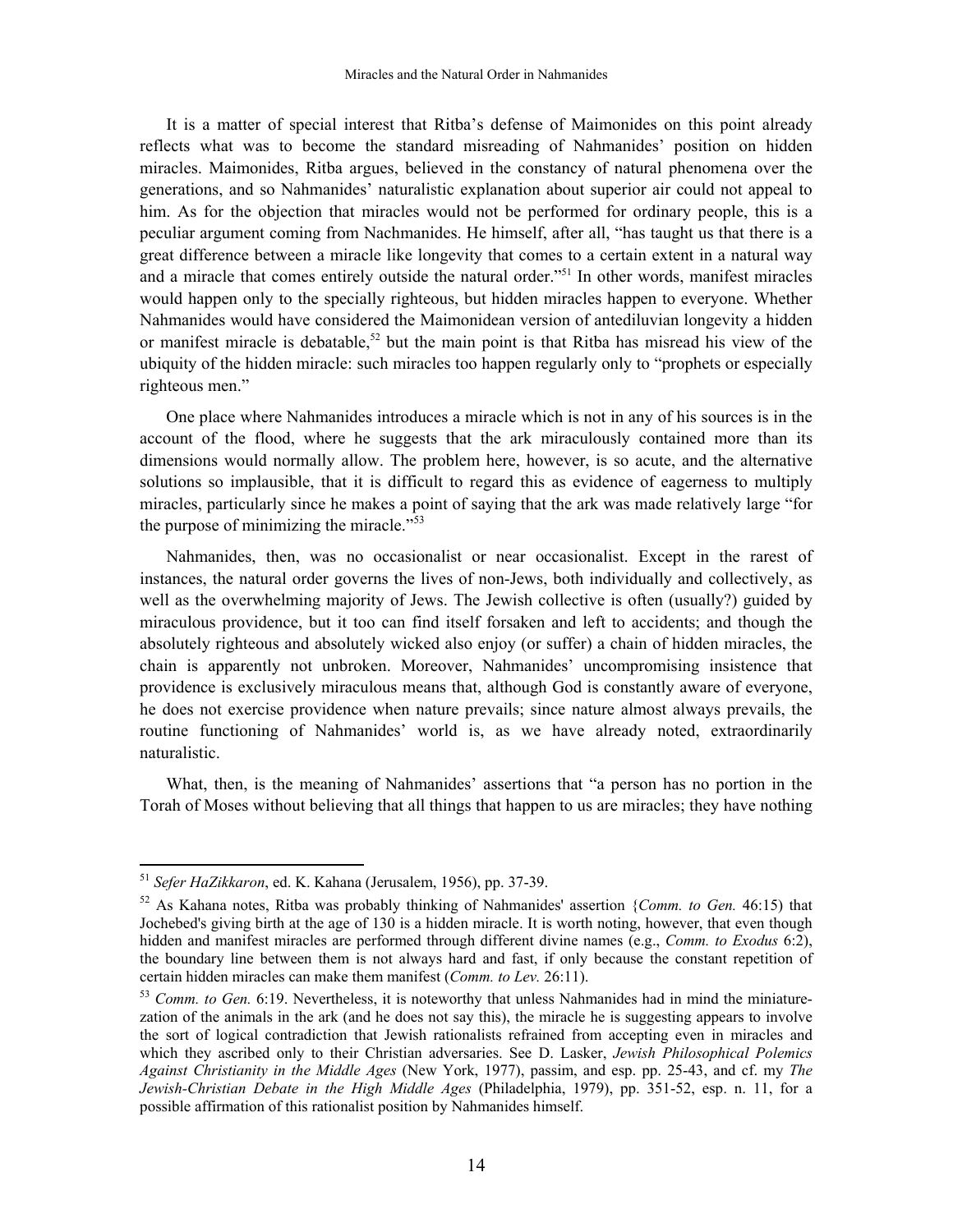It is a matter of special interest that Ritba's defense of Maimonides on this point already reflects what was to become the standard misreading of Nahmanides' position on hidden miracles. Maimonides, Ritba argues, believed in the constancy of natural phenomena over the generations, and so Nahmanides' naturalistic explanation about superior air could not appeal to him. As for the objection that miracles would not be performed for ordinary people, this is a peculiar argument coming from Nachmanides. He himself, after all, "has taught us that there is a great difference between a miracle like longevity that comes to a certain extent in a natural way and a miracle that comes entirely outside the natural order."[51] In other words, manifest miracles would happen only to the specially righteous, but hidden miracles happen to everyone. Whether Nahmanides would have considered the Maimonidean version of antediluvian longevity a hidden or manifest miracle is debatable,[52] but the main point is that Ritba has misread his view of the ubiquity of the hidden miracle: such miracles too happen regularly only to "prophets or especially righteous men."

One place where Nahmanides introduces a miracle which is not in any of his sources is in the account of the flood, where he suggests that the ark miraculously contained more than its dimensions would normally allow. The problem here, however, is so acute, and the alternative solutions so implausible, that it is difficult to regard this as evidence of eagerness to multiply miracles, particularly since he makes a point of saying that the ark was made relatively large "for the purpose of minimizing the miracle."[53]

Nahmanides, then, was no occasionalist or near occasionalist. Except in the rarest of instances, the natural order governs the lives of non-Jews, both individually and collectively, as well as the overwhelming majority of Jews. The Jewish collective is often (usually?) guided by miraculous providence, but it too can find itself forsaken and left to accidents; and though the absolutely righteous and absolutely wicked also enjoy (or suffer) a chain of hidden miracles, the chain is apparently not unbroken. Moreover, Nahmanides' uncompromising insistence that providence is exclusively miraculous means that, although God is constantly aware of everyone, he does not exercise providence when nature prevails; since nature almost always prevails, the routine functioning of Nahmanides' world is, as we have already noted, extraordinarily naturalistic.

What, then, is the meaning of Nahmanides' assertions that "a person has no portion in the Torah of Moses without believing that all things that happen to us are miracles; they have nothing

---

[51] *Sefer HaZikkaron*, ed. K. Kahana (Jerusalem, 1956), pp. 37-39.

[52] As Kahana notes, Ritba was probably thinking of Nahmanides' assertion {*Comm. to Gen.* 46:15) that Jochebed's giving birth at the age of 130 is a hidden miracle. It is worth noting, however, that even though hidden and manifest miracles are performed through different divine names (e.g., *Comm. to Exodus* 6:2), the boundary line between them is not always hard and fast, if only because the constant repetition of certain hidden miracles can make them manifest (*Comm. to Lev.* 26:11).

[53] *Comm. to Gen.* 6:19. Nevertheless, it is noteworthy that unless Nahmanides had in mind the miniature-zation of the animals in the ark (and he does not say this), the miracle he is suggesting appears to involve the sort of logical contradiction that Jewish rationalists refrained from accepting even in miracles and which they ascribed only to their Christian adversaries. See D. Lasker, *Jewish Philosophical Polemics Against Christianity in the Middle Ages* (New York, 1977), passim, and esp. pp. 25-43, and cf. my *The Jewish-Christian Debate in the High Middle Ages* (Philadelphia, 1979), pp. 351-52, esp. n. 11, for a possible affirmation of this rationalist position by Nahmanides himself.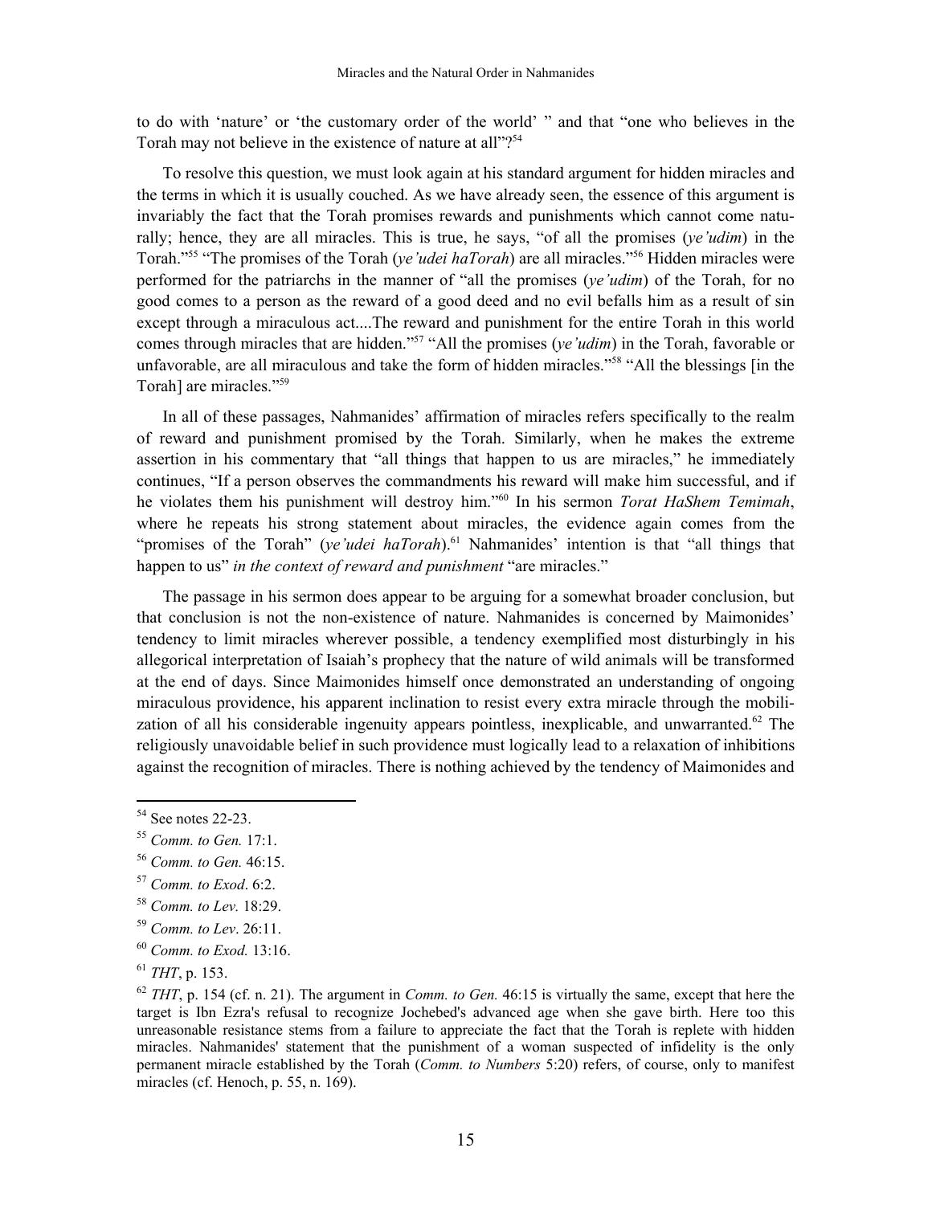to do with 'nature' or 'the customary order of the world' " and that "one who believes in the Torah may not believe in the existence of nature at all"?[54]

To resolve this question, we must look again at his standard argument for hidden miracles and the terms in which it is usually couched. As we have already seen, the essence of this argument is invariably the fact that the Torah promises rewards and punishments which cannot come naturally; hence, they are all miracles. This is true, he says, "of all the promises (*ye'udim*) in the Torah."[55] "The promises of the Torah (*ye'udei haTorah*) are all miracles."[56] Hidden miracles were performed for the patriarchs in the manner of "all the promises (*ye'udim*) of the Torah, for no good comes to a person as the reward of a good deed and no evil befalls him as a result of sin except through a miraculous act....The reward and punishment for the entire Torah in this world comes through miracles that are hidden."[57] "All the promises (*ye'udim*) in the Torah, favorable or unfavorable, are all miraculous and take the form of hidden miracles."[58] "All the blessings [in the Torah] are miracles."[59]

In all of these passages, Nahmanides' affirmation of miracles refers specifically to the realm of reward and punishment promised by the Torah. Similarly, when he makes the extreme assertion in his commentary that "all things that happen to us are miracles," he immediately continues, "If a person observes the commandments his reward will make him successful, and if he violates them his punishment will destroy him."[60] In his sermon *Torat HaShem Temimah*, where he repeats his strong statement about miracles, the evidence again comes from the "promises of the Torah" (*ye'udei haTorah*).[61] Nahmanides' intention is that "all things that happen to us" *in the context of reward and punishment* "are miracles."

The passage in his sermon does appear to be arguing for a somewhat broader conclusion, but that conclusion is not the non-existence of nature. Nahmanides is concerned by Maimonides' tendency to limit miracles wherever possible, a tendency exemplified most disturbingly in his allegorical interpretation of Isaiah's prophecy that the nature of wild animals will be transformed at the end of days. Since Maimonides himself once demonstrated an understanding of ongoing miraculous providence, his apparent inclination to resist every extra miracle through the mobilization of all his considerable ingenuity appears pointless, inexplicable, and unwarranted.[62] The religiously unavoidable belief in such providence must logically lead to a relaxation of inhibitions against the recognition of miracles. There is nothing achieved by the tendency of Maimonides and

---

[54] See notes 22-23.

[55] *Comm. to Gen.* 17:1.

[56] *Comm. to Gen.* 46:15.

[57] *Comm. to Exod*. 6:2.

[58] *Comm. to Lev.* 18:29.

[59] *Comm. to Lev*. 26:11.

[60] *Comm. to Exod.* 13:16.

[61] *THT*, p. 153.

[62] *THT*, p. 154 (cf. n. 21). The argument in *Comm. to Gen.* 46:15 is virtually the same, except that here the target is Ibn Ezra's refusal to recognize Jochebed's advanced age when she gave birth. Here too this unreasonable resistance stems from a failure to appreciate the fact that the Torah is replete with hidden miracles. Nahmanides' statement that the punishment of a woman suspected of infidelity is the only permanent miracle established by the Torah (*Comm. to Numbers* 5:20) refers, of course, only to manifest miracles (cf. Henoch, p. 55, n. 169).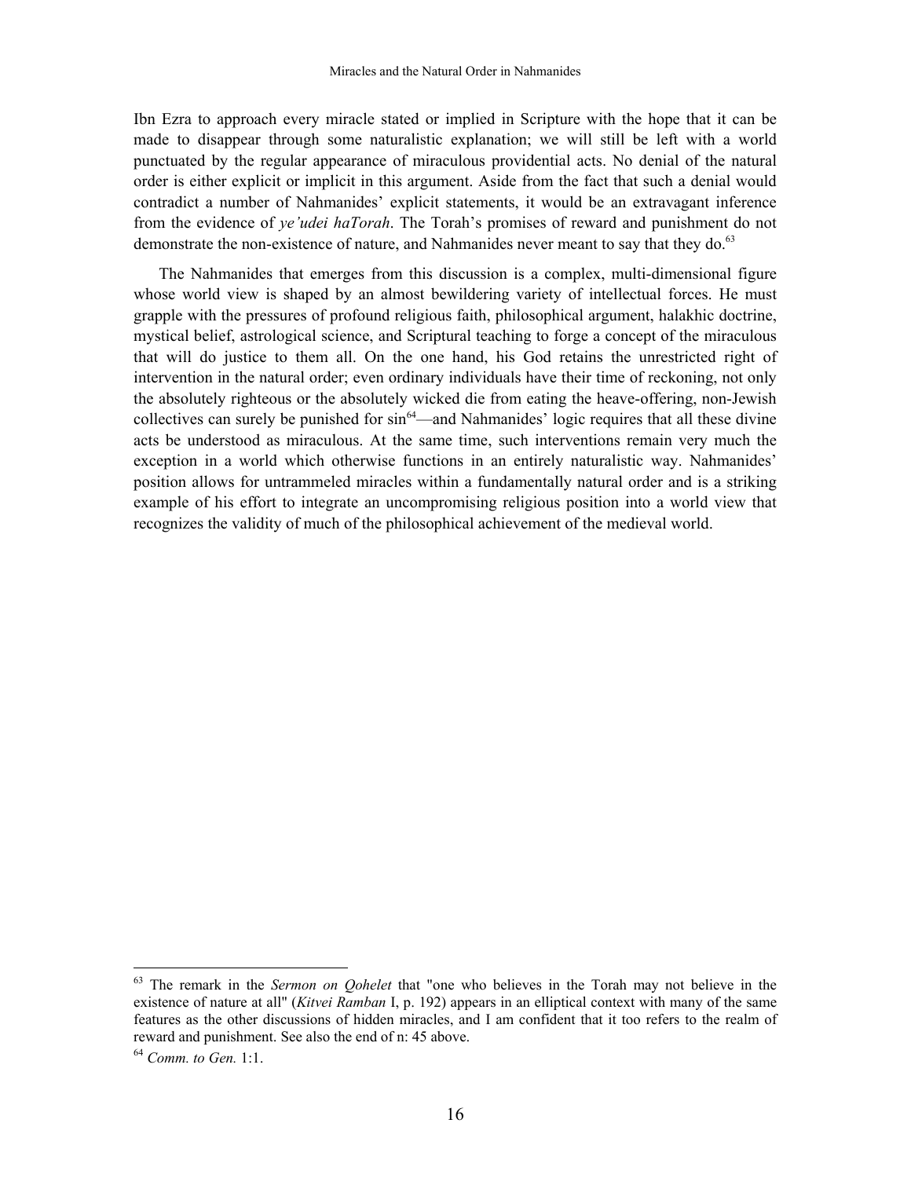Ibn Ezra to approach every miracle stated or implied in Scripture with the hope that it can be made to disappear through some naturalistic explanation; we will still be left with a world punctuated by the regular appearance of miraculous providential acts. No denial of the natural order is either explicit or implicit in this argument. Aside from the fact that such a denial would contradict a number of Nahmanides' explicit statements, it would be an extravagant inference from the evidence of *ye'udei haTorah*. The Torah's promises of reward and punishment do not demonstrate the non-existence of nature, and Nahmanides never meant to say that they do.[63]

The Nahmanides that emerges from this discussion is a complex, multi-dimensional figure whose world view is shaped by an almost bewildering variety of intellectual forces. He must grapple with the pressures of profound religious faith, philosophical argument, halakhic doctrine, mystical belief, astrological science, and Scriptural teaching to forge a concept of the miraculous that will do justice to them all. On the one hand, his God retains the unrestricted right of intervention in the natural order; even ordinary individuals have their time of reckoning, not only the absolutely righteous or the absolutely wicked die from eating the heave-offering, non-Jewish collectives can surely be punished for sin[64]—and Nahmanides' logic requires that all these divine acts be understood as miraculous. At the same time, such interventions remain very much the exception in a world which otherwise functions in an entirely naturalistic way. Nahmanides' position allows for untrammeled miracles within a fundamentally natural order and is a striking example of his effort to integrate an uncompromising religious position into a world view that recognizes the validity of much of the philosophical achievement of the medieval world.

---

[63] The remark in the *Sermon on Qohelet* that "one who believes in the Torah may not believe in the existence of nature at all" (*Kitvei Ramban* I, p. 192) appears in an elliptical context with many of the same features as the other discussions of hidden miracles, and I am confident that it too refers to the realm of reward and punishment. See also the end of n: 45 above.

[64] *Comm. to Gen.* 1:1.